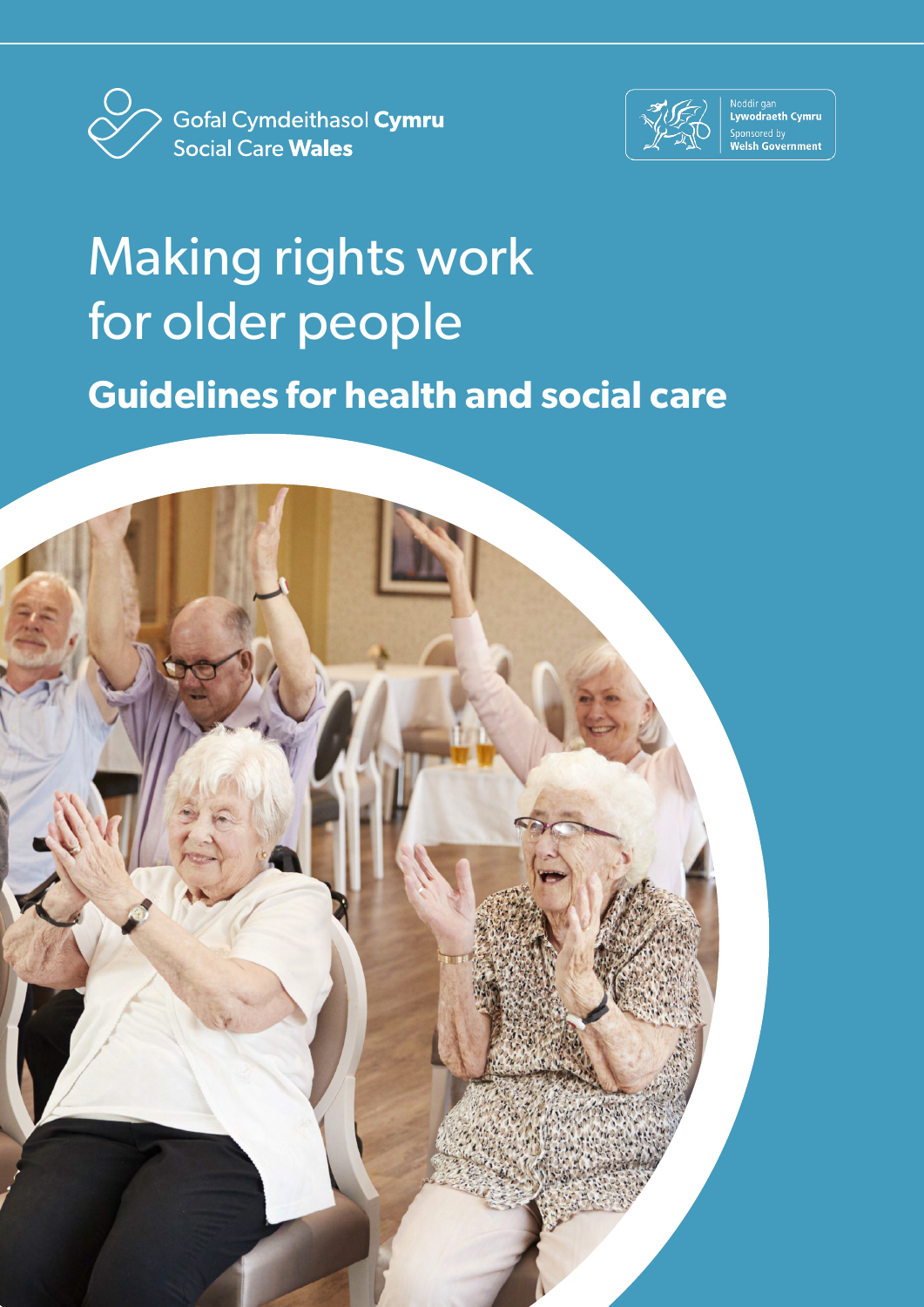Gofal Cymdeithasol **Cymru**
Social Care **Wales**

Noddir gan **Lywodraeth Cymru**
Sponsored by **Welsh Government**

# Making rights work for older people

## Guidelines for health and social care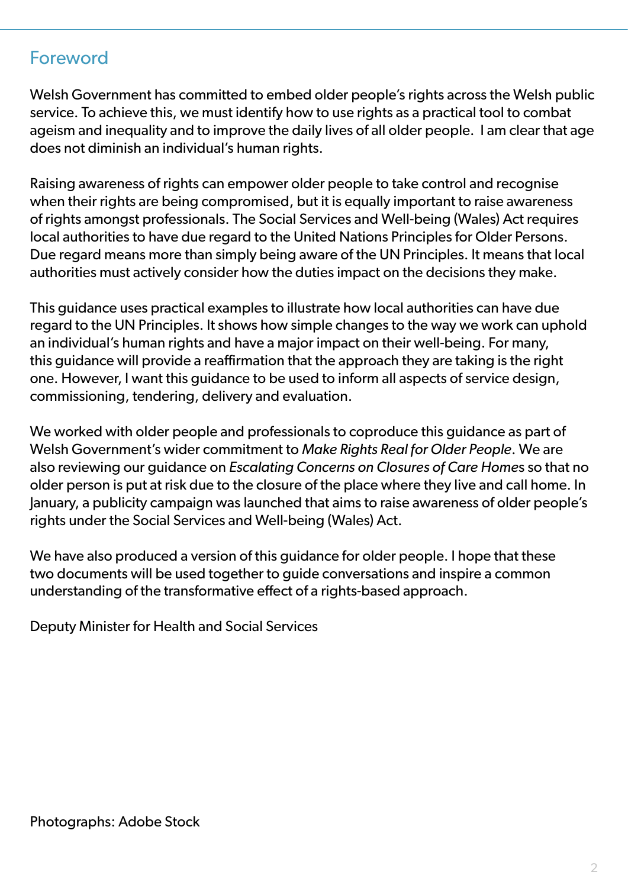## Foreword

Welsh Government has committed to embed older people's rights across the Welsh public service. To achieve this, we must identify how to use rights as a practical tool to combat ageism and inequality and to improve the daily lives of all older people. I am clear that age does not diminish an individual's human rights.

Raising awareness of rights can empower older people to take control and recognise when their rights are being compromised, but it is equally important to raise awareness of rights amongst professionals. The Social Services and Well-being (Wales) Act requires local authorities to have due regard to the United Nations Principles for Older Persons. Due regard means more than simply being aware of the UN Principles. It means that local authorities must actively consider how the duties impact on the decisions they make.

This guidance uses practical examples to illustrate how local authorities can have due regard to the UN Principles. It shows how simple changes to the way we work can uphold an individual's human rights and have a major impact on their well-being. For many, this guidance will provide a reaffirmation that the approach they are taking is the right one. However, I want this guidance to be used to inform all aspects of service design, commissioning, tendering, delivery and evaluation.

We worked with older people and professionals to coproduce this guidance as part of Welsh Government's wider commitment to *Make Rights Real for Older People*. We are also reviewing our guidance on *Escalating Concerns on Closures of Care Homes* so that no older person is put at risk due to the closure of the place where they live and call home. In January, a publicity campaign was launched that aims to raise awareness of older people's rights under the Social Services and Well-being (Wales) Act.

We have also produced a version of this guidance for older people. I hope that these two documents will be used together to guide conversations and inspire a common understanding of the transformative effect of a rights-based approach.

Deputy Minister for Health and Social Services

Photographs: Adobe Stock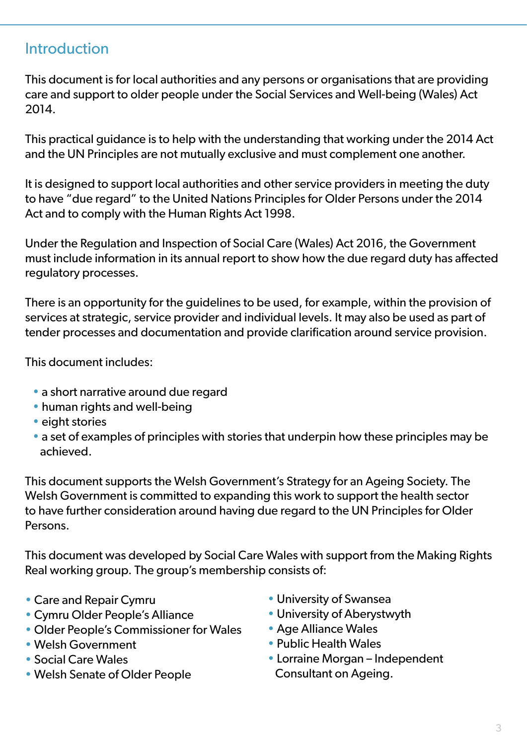## Introduction

This document is for local authorities and any persons or organisations that are providing care and support to older people under the Social Services and Well-being (Wales) Act 2014.

This practical guidance is to help with the understanding that working under the 2014 Act and the UN Principles are not mutually exclusive and must complement one another.

It is designed to support local authorities and other service providers in meeting the duty to have "due regard" to the United Nations Principles for Older Persons under the 2014 Act and to comply with the Human Rights Act 1998.

Under the Regulation and Inspection of Social Care (Wales) Act 2016, the Government must include information in its annual report to show how the due regard duty has affected regulatory processes.

There is an opportunity for the guidelines to be used, for example, within the provision of services at strategic, service provider and individual levels. It may also be used as part of tender processes and documentation and provide clarification around service provision.

This document includes:

- a short narrative around due regard
- human rights and well-being
- eight stories
- a set of examples of principles with stories that underpin how these principles may be achieved.

This document supports the Welsh Government's Strategy for an Ageing Society. The Welsh Government is committed to expanding this work to support the health sector to have further consideration around having due regard to the UN Principles for Older Persons.

This document was developed by Social Care Wales with support from the Making Rights Real working group. The group's membership consists of:

- Care and Repair Cymru
- Cymru Older People's Alliance
- Older People's Commissioner for Wales
- Welsh Government
- Social Care Wales
- Welsh Senate of Older People
- University of Swansea
- University of Aberystwyth
- Age Alliance Wales
- Public Health Wales
- Lorraine Morgan – Independent Consultant on Ageing.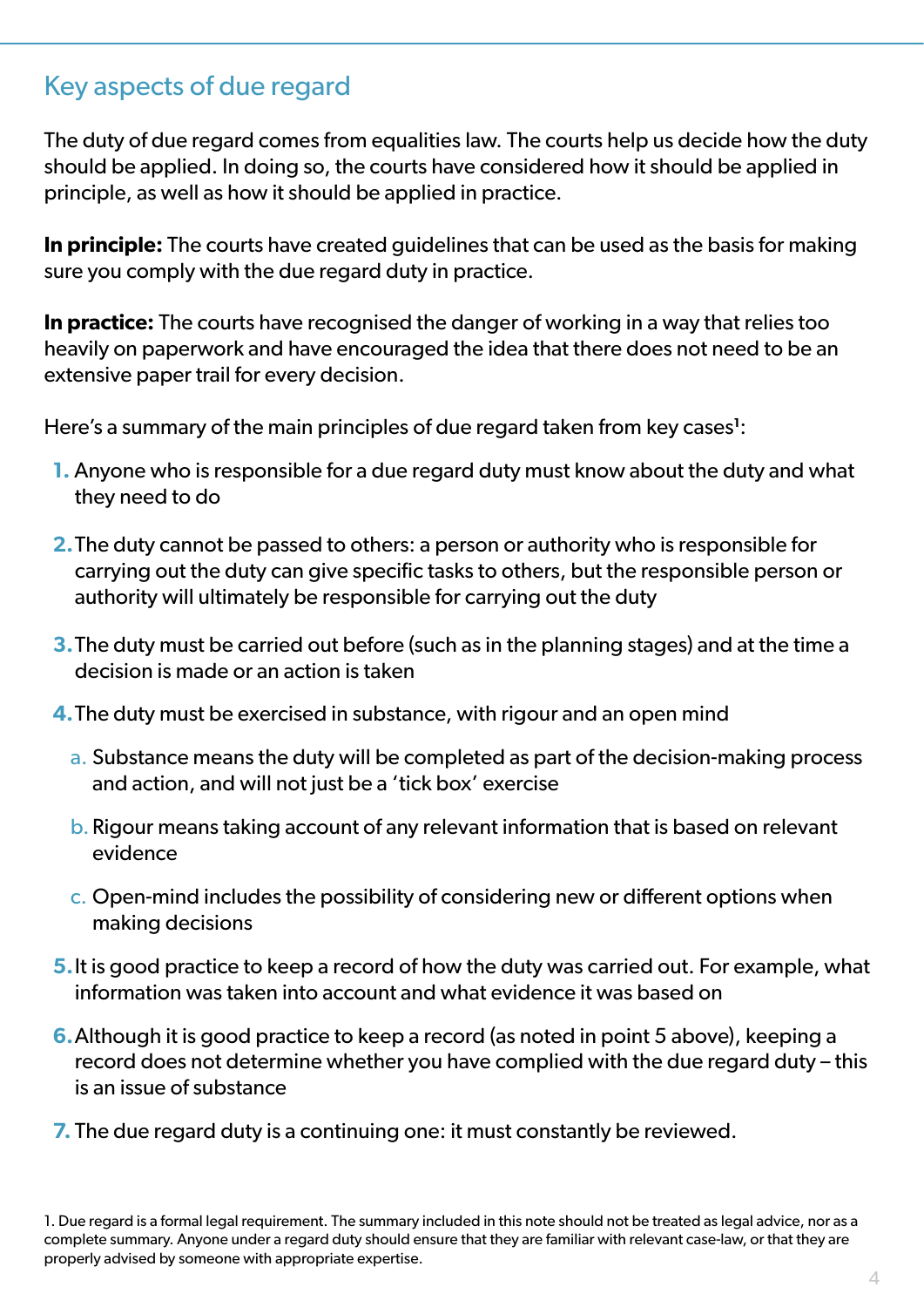## Key aspects of due regard

The duty of due regard comes from equalities law. The courts help us decide how the duty should be applied. In doing so, the courts have considered how it should be applied in principle, as well as how it should be applied in practice.

**In principle:** The courts have created guidelines that can be used as the basis for making sure you comply with the due regard duty in practice.

**In practice:** The courts have recognised the danger of working in a way that relies too heavily on paperwork and have encouraged the idea that there does not need to be an extensive paper trail for every decision.

Here's a summary of the main principles of due regard taken from key cases[1]:

1. Anyone who is responsible for a due regard duty must know about the duty and what they need to do
2. The duty cannot be passed to others: a person or authority who is responsible for carrying out the duty can give specific tasks to others, but the responsible person or authority will ultimately be responsible for carrying out the duty
3. The duty must be carried out before (such as in the planning stages) and at the time a decision is made or an action is taken
4. The duty must be exercised in substance, with rigour and an open mind
   a. Substance means the duty will be completed as part of the decision-making process and action, and will not just be a 'tick box' exercise
   b. Rigour means taking account of any relevant information that is based on relevant evidence
   c. Open-mind includes the possibility of considering new or different options when making decisions
5. It is good practice to keep a record of how the duty was carried out. For example, what information was taken into account and what evidence it was based on
6. Although it is good practice to keep a record (as noted in point 5 above), keeping a record does not determine whether you have complied with the due regard duty – this is an issue of substance
7. The due regard duty is a continuing one: it must constantly be reviewed.

1. Due regard is a formal legal requirement. The summary included in this note should not be treated as legal advice, nor as a complete summary. Anyone under a regard duty should ensure that they are familiar with relevant case-law, or that they are properly advised by someone with appropriate expertise.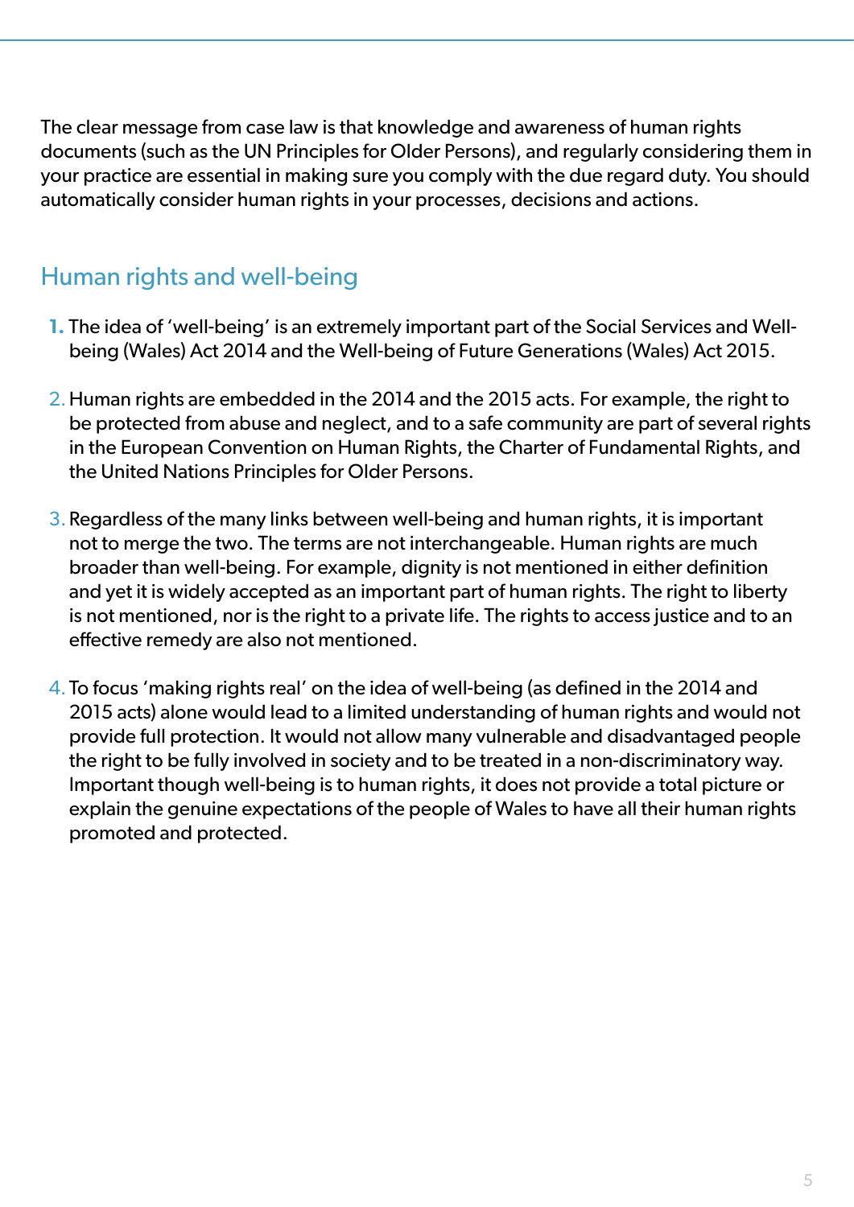The clear message from case law is that knowledge and awareness of human rights documents (such as the UN Principles for Older Persons), and regularly considering them in your practice are essential in making sure you comply with the due regard duty. You should automatically consider human rights in your processes, decisions and actions.

## Human rights and well-being

1. The idea of 'well-being' is an extremely important part of the Social Services and Well-being (Wales) Act 2014 and the Well-being of Future Generations (Wales) Act 2015.

2. Human rights are embedded in the 2014 and the 2015 acts. For example, the right to be protected from abuse and neglect, and to a safe community are part of several rights in the European Convention on Human Rights, the Charter of Fundamental Rights, and the United Nations Principles for Older Persons.

3. Regardless of the many links between well-being and human rights, it is important not to merge the two. The terms are not interchangeable. Human rights are much broader than well-being. For example, dignity is not mentioned in either definition and yet it is widely accepted as an important part of human rights. The right to liberty is not mentioned, nor is the right to a private life. The rights to access justice and to an effective remedy are also not mentioned.

4. To focus 'making rights real' on the idea of well-being (as defined in the 2014 and 2015 acts) alone would lead to a limited understanding of human rights and would not provide full protection. It would not allow many vulnerable and disadvantaged people the right to be fully involved in society and to be treated in a non-discriminatory way. Important though well-being is to human rights, it does not provide a total picture or explain the genuine expectations of the people of Wales to have all their human rights promoted and protected.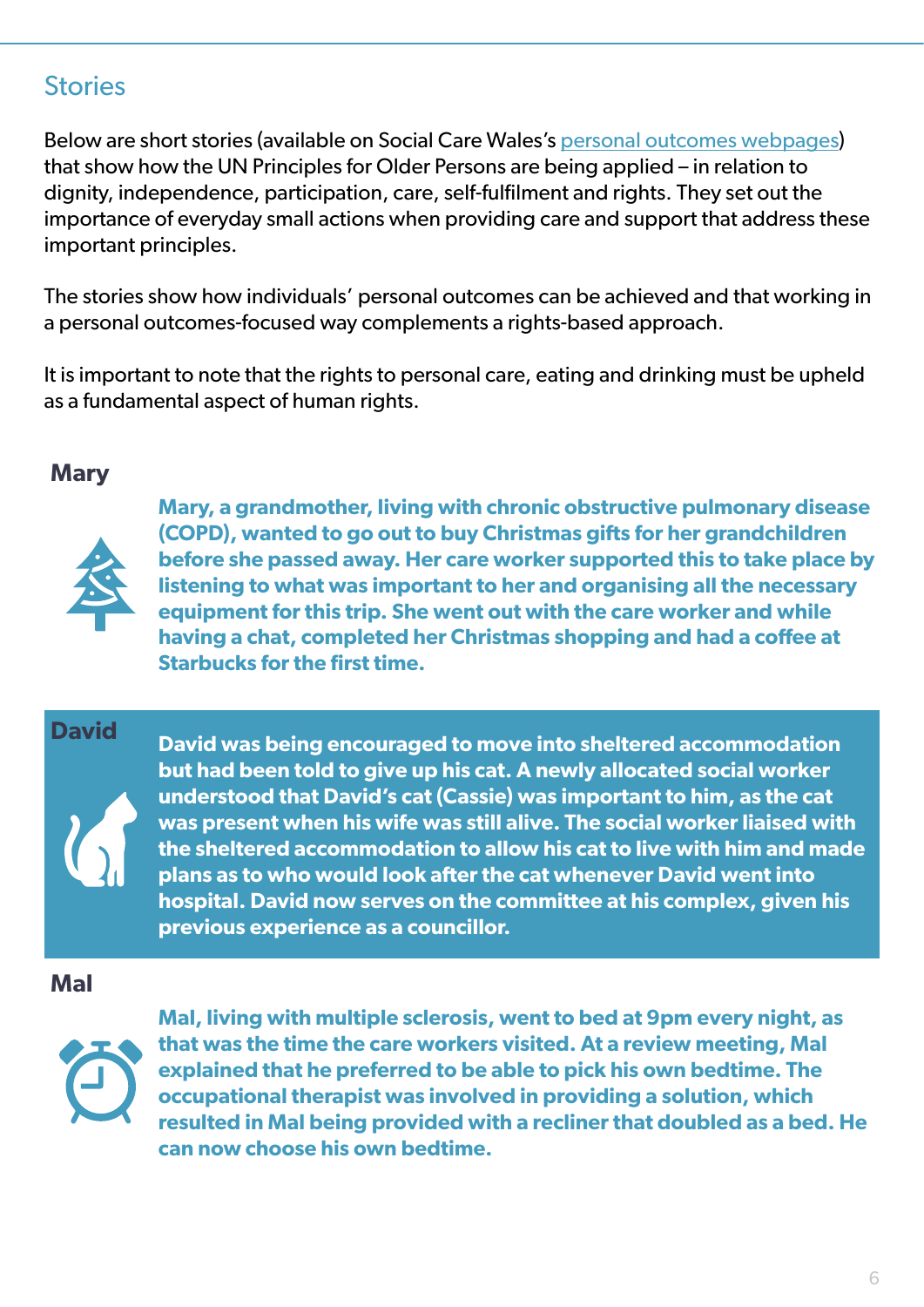## Stories

Below are short stories (available on Social Care Wales's [personal outcomes webpages]) that show how the UN Principles for Older Persons are being applied – in relation to dignity, independence, participation, care, self-fulfilment and rights. They set out the importance of everyday small actions when providing care and support that address these important principles.

The stories show how individuals' personal outcomes can be achieved and that working in a personal outcomes-focused way complements a rights-based approach.

It is important to note that the rights to personal care, eating and drinking must be upheld as a fundamental aspect of human rights.

### Mary

**Mary, a grandmother, living with chronic obstructive pulmonary disease (COPD), wanted to go out to buy Christmas gifts for her grandchildren before she passed away. Her care worker supported this to take place by listening to what was important to her and organising all the necessary equipment for this trip. She went out with the care worker and while having a chat, completed her Christmas shopping and had a coffee at Starbucks for the first time.**

### David

**David was being encouraged to move into sheltered accommodation but had been told to give up his cat. A newly allocated social worker understood that David's cat (Cassie) was important to him, as the cat was present when his wife was still alive. The social worker liaised with the sheltered accommodation to allow his cat to live with him and made plans as to who would look after the cat whenever David went into hospital. David now serves on the committee at his complex, given his previous experience as a councillor.**

### Mal

**Mal, living with multiple sclerosis, went to bed at 9pm every night, as that was the time the care workers visited. At a review meeting, Mal explained that he preferred to be able to pick his own bedtime. The occupational therapist was involved in providing a solution, which resulted in Mal being provided with a recliner that doubled as a bed. He can now choose his own bedtime.**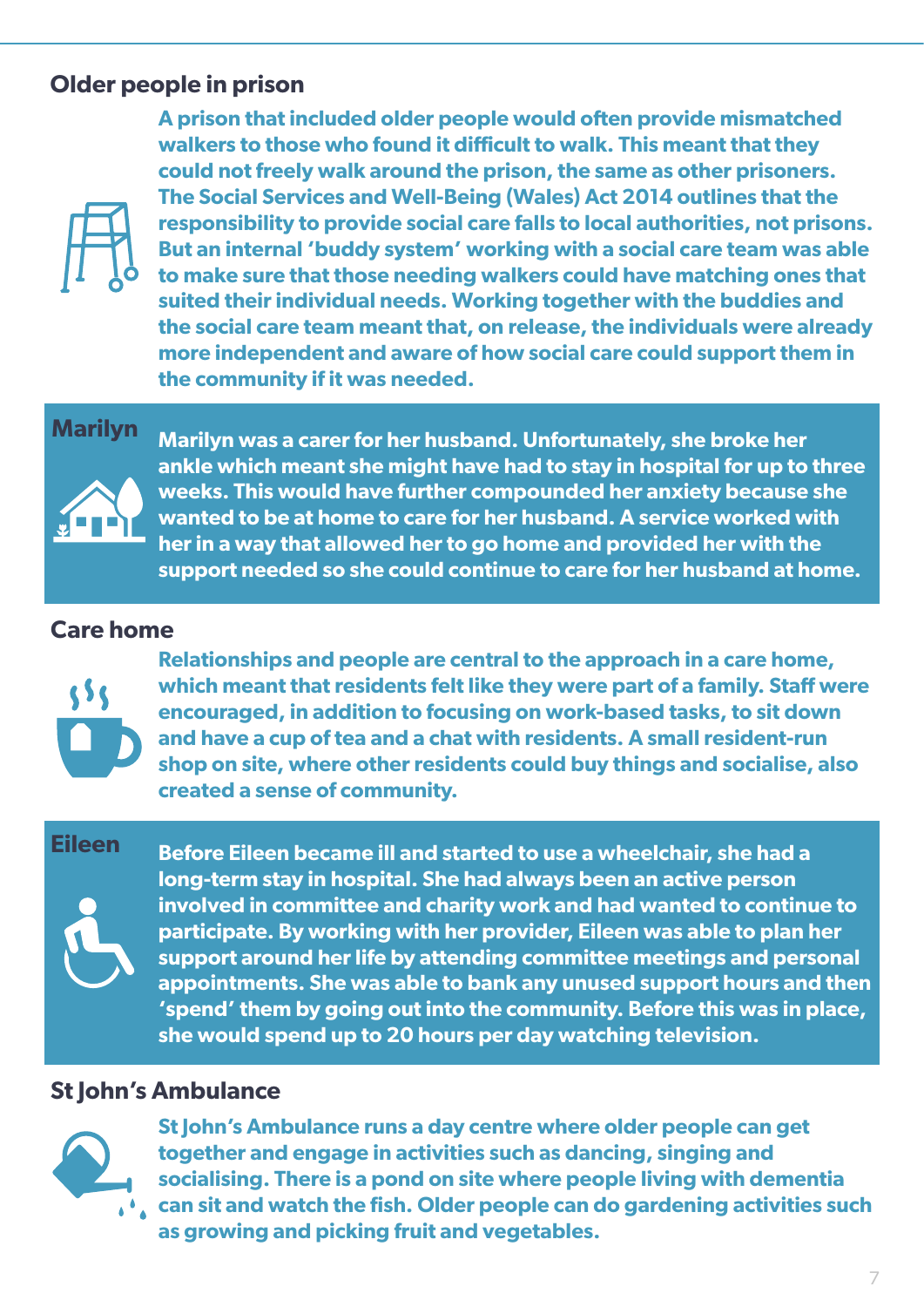## Older people in prison

A prison that included older people would often provide mismatched walkers to those who found it difficult to walk. This meant that they could not freely walk around the prison, the same as other prisoners. The Social Services and Well-Being (Wales) Act 2014 outlines that the responsibility to provide social care falls to local authorities, not prisons. But an internal 'buddy system' working with a social care team was able to make sure that those needing walkers could have matching ones that suited their individual needs. Working together with the buddies and the social care team meant that, on release, the individuals were already more independent and aware of how social care could support them in the community if it was needed.

## Marilyn

Marilyn was a carer for her husband. Unfortunately, she broke her ankle which meant she might have had to stay in hospital for up to three weeks. This would have further compounded her anxiety because she wanted to be at home to care for her husband. A service worked with her in a way that allowed her to go home and provided her with the support needed so she could continue to care for her husband at home.

## Care home

Relationships and people are central to the approach in a care home, which meant that residents felt like they were part of a family. Staff were encouraged, in addition to focusing on work-based tasks, to sit down and have a cup of tea and a chat with residents. A small resident-run shop on site, where other residents could buy things and socialise, also created a sense of community.

## Eileen

Before Eileen became ill and started to use a wheelchair, she had a long-term stay in hospital. She had always been an active person involved in committee and charity work and had wanted to continue to participate. By working with her provider, Eileen was able to plan her support around her life by attending committee meetings and personal appointments. She was able to bank any unused support hours and then 'spend' them by going out into the community. Before this was in place, she would spend up to 20 hours per day watching television.

## St John's Ambulance

St John's Ambulance runs a day centre where older people can get together and engage in activities such as dancing, singing and socialising. There is a pond on site where people living with dementia can sit and watch the fish. Older people can do gardening activities such as growing and picking fruit and vegetables.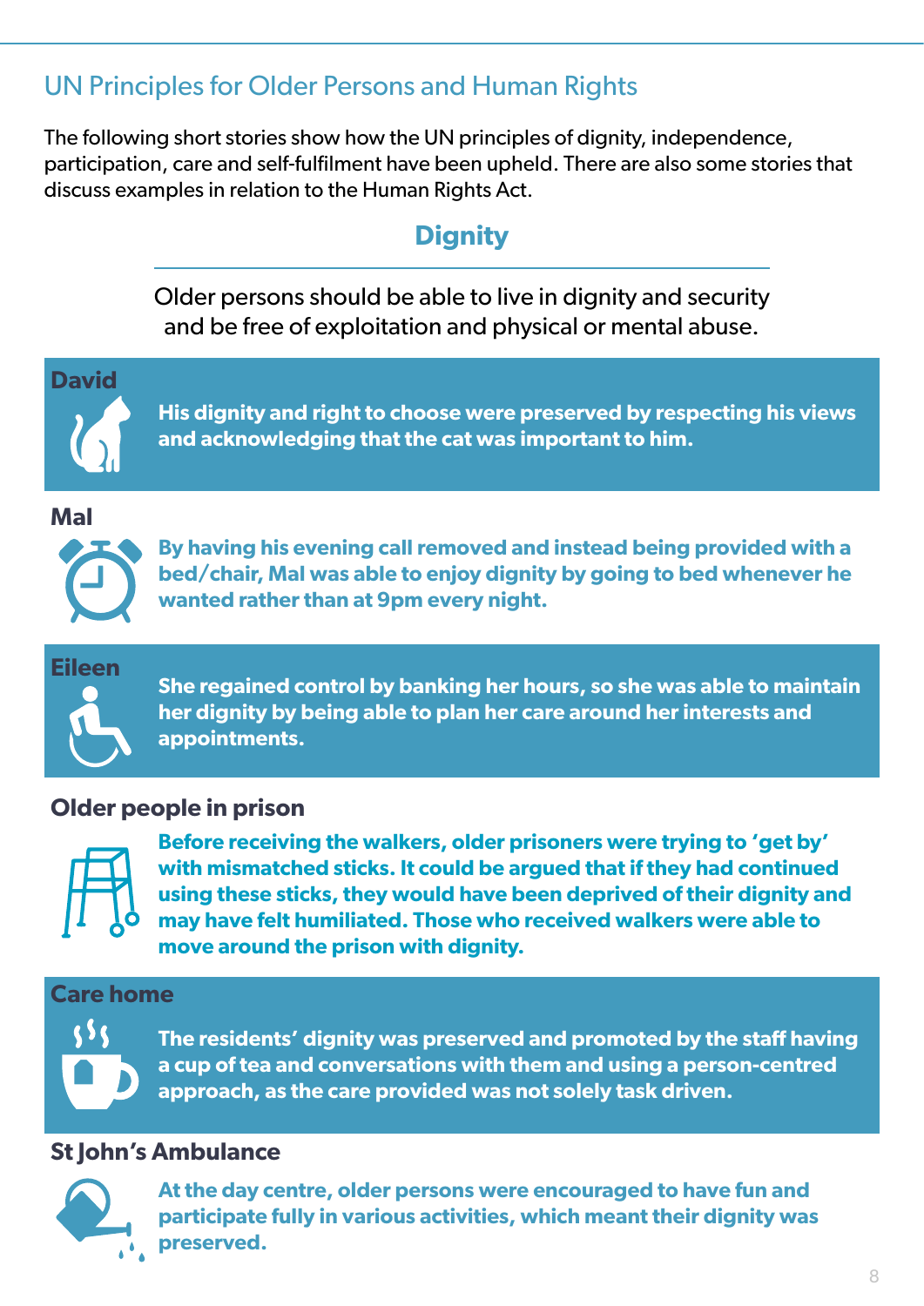## UN Principles for Older Persons and Human Rights

The following short stories show how the UN principles of dignity, independence, participation, care and self-fulfilment have been upheld. There are also some stories that discuss examples in relation to the Human Rights Act.

### Dignity

Older persons should be able to live in dignity and security and be free of exploitation and physical or mental abuse.

**David**

**His dignity and right to choose were preserved by respecting his views and acknowledging that the cat was important to him.**

**Mal**

**By having his evening call removed and instead being provided with a bed/chair, Mal was able to enjoy dignity by going to bed whenever he wanted rather than at 9pm every night.**

**Eileen**

**She regained control by banking her hours, so she was able to maintain her dignity by being able to plan her care around her interests and appointments.**

**Older people in prison**

**Before receiving the walkers, older prisoners were trying to 'get by' with mismatched sticks. It could be argued that if they had continued using these sticks, they would have been deprived of their dignity and may have felt humiliated. Those who received walkers were able to move around the prison with dignity.**

**Care home**

**The residents' dignity was preserved and promoted by the staff having a cup of tea and conversations with them and using a person-centred approach, as the care provided was not solely task driven.**

**St John's Ambulance**

**At the day centre, older persons were encouraged to have fun and participate fully in various activities, which meant their dignity was preserved.**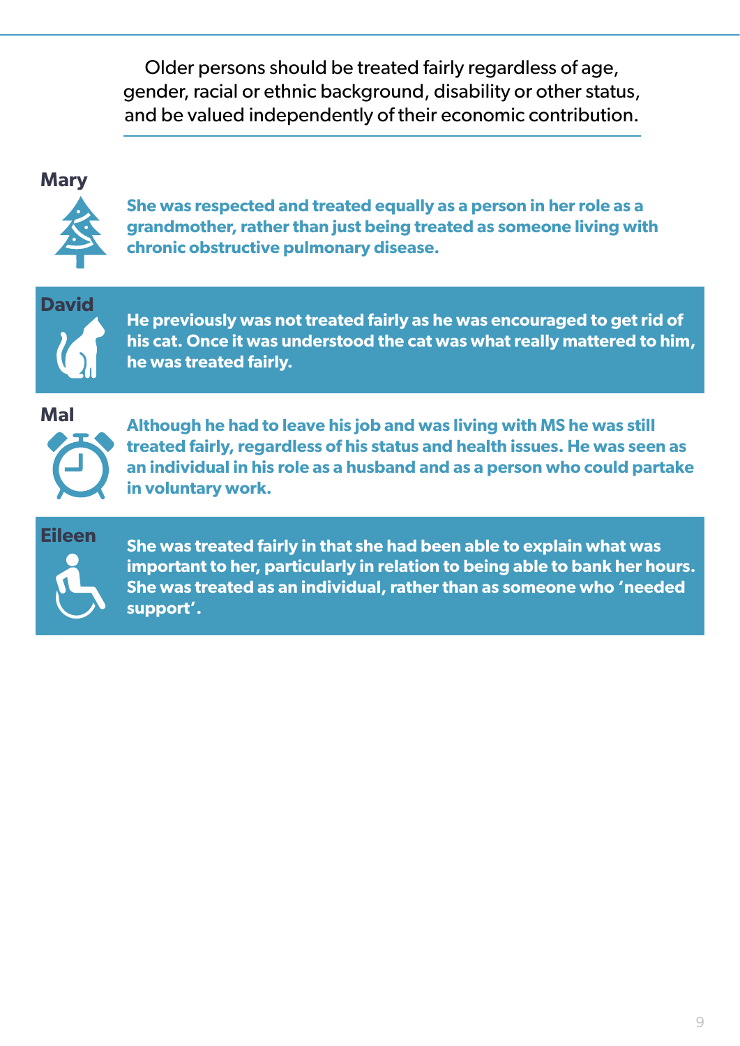Older persons should be treated fairly regardless of age, gender, racial or ethnic background, disability or other status, and be valued independently of their economic contribution.

**Mary**

**She was respected and treated equally as a person in her role as a grandmother, rather than just being treated as someone living with chronic obstructive pulmonary disease.**

**David**

**He previously was not treated fairly as he was encouraged to get rid of his cat. Once it was understood the cat was what really mattered to him, he was treated fairly.**

**Mal**

**Although he had to leave his job and was living with MS he was still treated fairly, regardless of his status and health issues. He was seen as an individual in his role as a husband and as a person who could partake in voluntary work.**

**Eileen**

**She was treated fairly in that she had been able to explain what was important to her, particularly in relation to being able to bank her hours. She was treated as an individual, rather than as someone who 'needed support'.**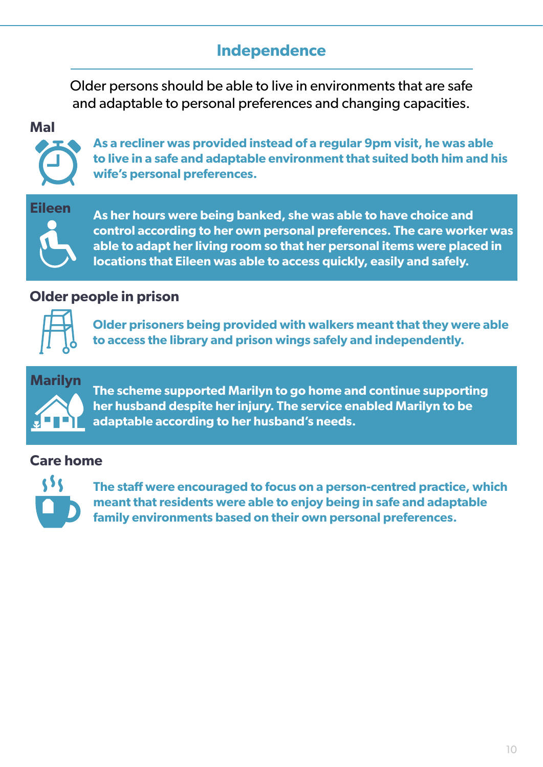## Independence

Older persons should be able to live in environments that are safe and adaptable to personal preferences and changing capacities.

### Mal

**As a recliner was provided instead of a regular 9pm visit, he was able to live in a safe and adaptable environment that suited both him and his wife's personal preferences.**

### Eileen

**As her hours were being banked, she was able to have choice and control according to her own personal preferences. The care worker was able to adapt her living room so that her personal items were placed in locations that Eileen was able to access quickly, easily and safely.**

### Older people in prison

**Older prisoners being provided with walkers meant that they were able to access the library and prison wings safely and independently.**

### Marilyn

**The scheme supported Marilyn to go home and continue supporting her husband despite her injury. The service enabled Marilyn to be adaptable according to her husband's needs.**

### Care home

**The staff were encouraged to focus on a person-centred practice, which meant that residents were able to enjoy being in safe and adaptable family environments based on their own personal preferences.**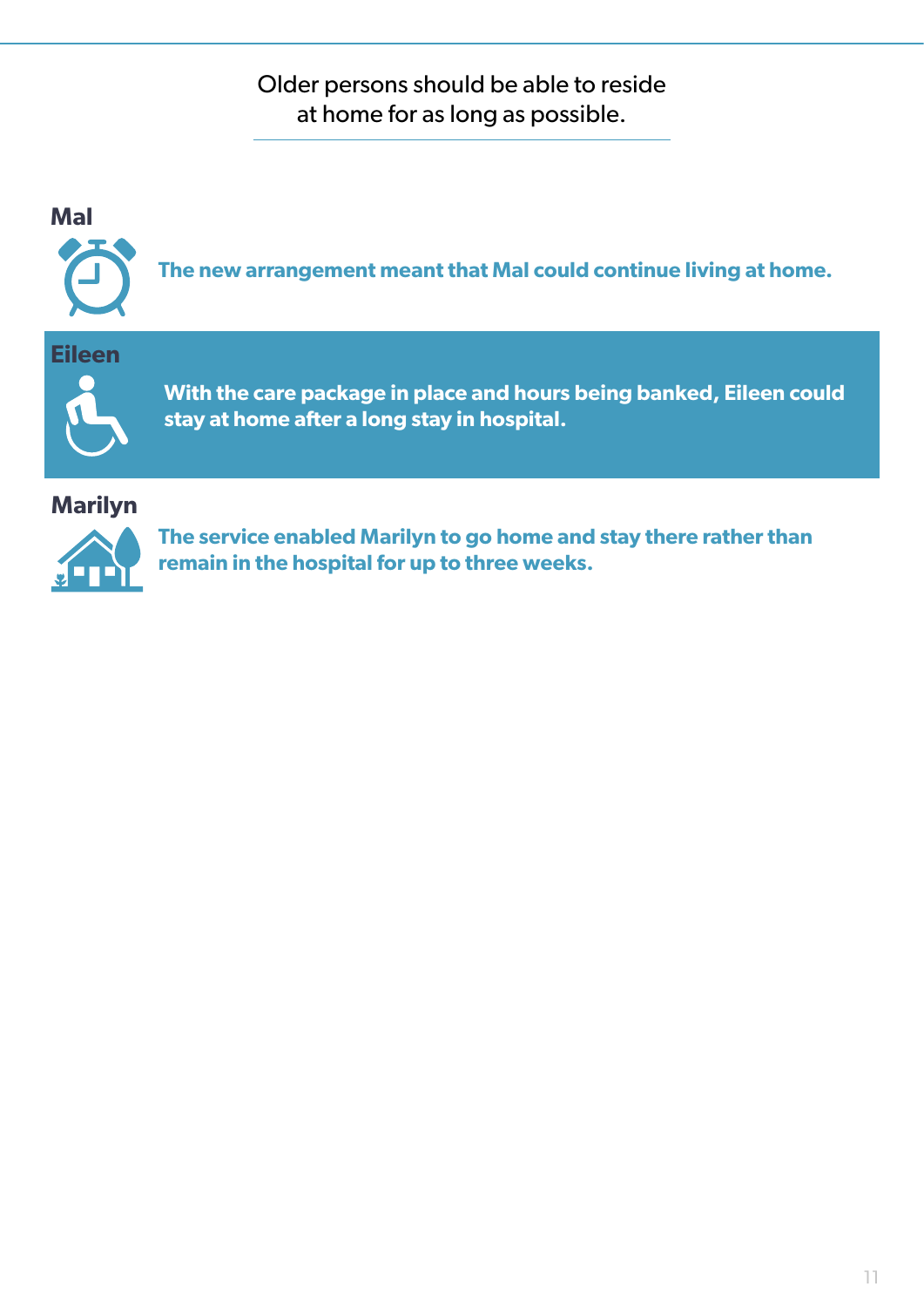Older persons should be able to reside at home for as long as possible.

**Mal**

**The new arrangement meant that Mal could continue living at home.**

**Eileen**

**With the care package in place and hours being banked, Eileen could stay at home after a long stay in hospital.**

**Marilyn**

**The service enabled Marilyn to go home and stay there rather than remain in the hospital for up to three weeks.**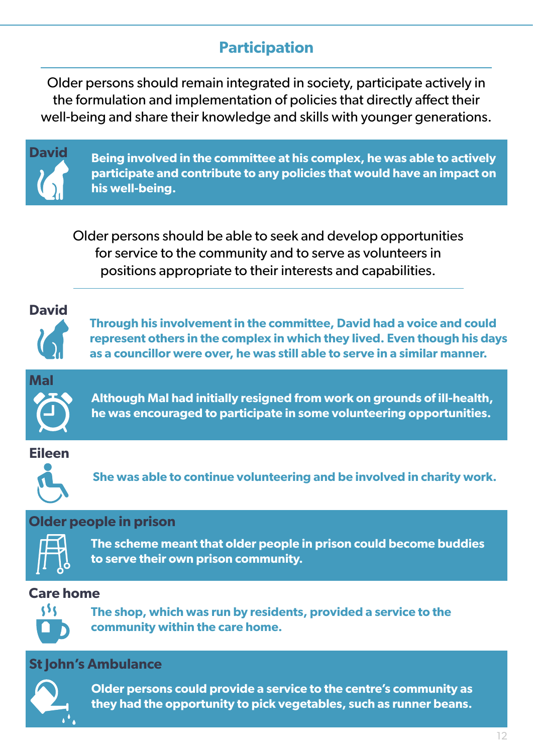## Participation

Older persons should remain integrated in society, participate actively in the formulation and implementation of policies that directly affect their well-being and share their knowledge and skills with younger generations.

**David**

**Being involved in the committee at his complex, he was able to actively participate and contribute to any policies that would have an impact on his well-being.**

Older persons should be able to seek and develop opportunities for service to the community and to serve as volunteers in positions appropriate to their interests and capabilities.

**David**

**Through his involvement in the committee, David had a voice and could represent others in the complex in which they lived. Even though his days as a councillor were over, he was still able to serve in a similar manner.**

**Mal**

**Although Mal had initially resigned from work on grounds of ill-health, he was encouraged to participate in some volunteering opportunities.**

**Eileen**

**She was able to continue volunteering and be involved in charity work.**

**Older people in prison**

**The scheme meant that older people in prison could become buddies to serve their own prison community.**

**Care home**

**The shop, which was run by residents, provided a service to the community within the care home.**

**St John's Ambulance**

**Older persons could provide a service to the centre's community as they had the opportunity to pick vegetables, such as runner beans.**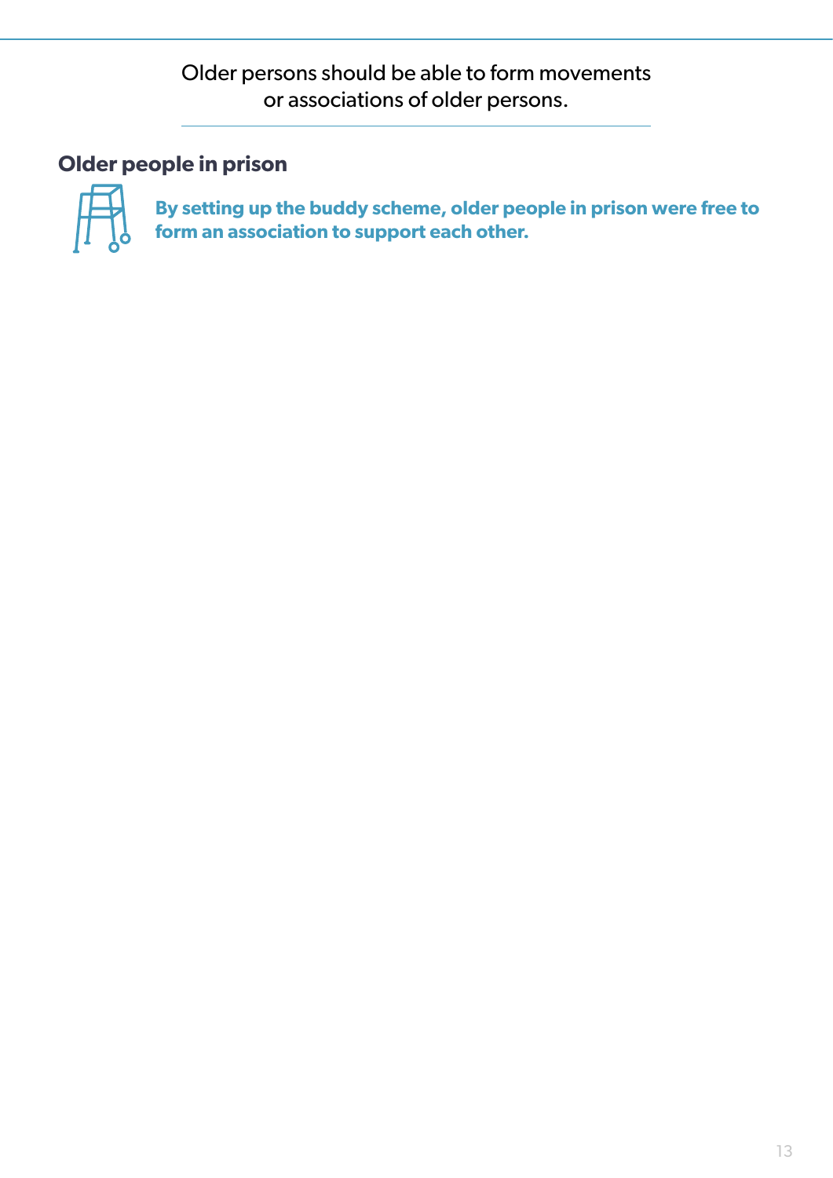Older persons should be able to form movements or associations of older persons.

## Older people in prison

**By setting up the buddy scheme, older people in prison were free to form an association to support each other.**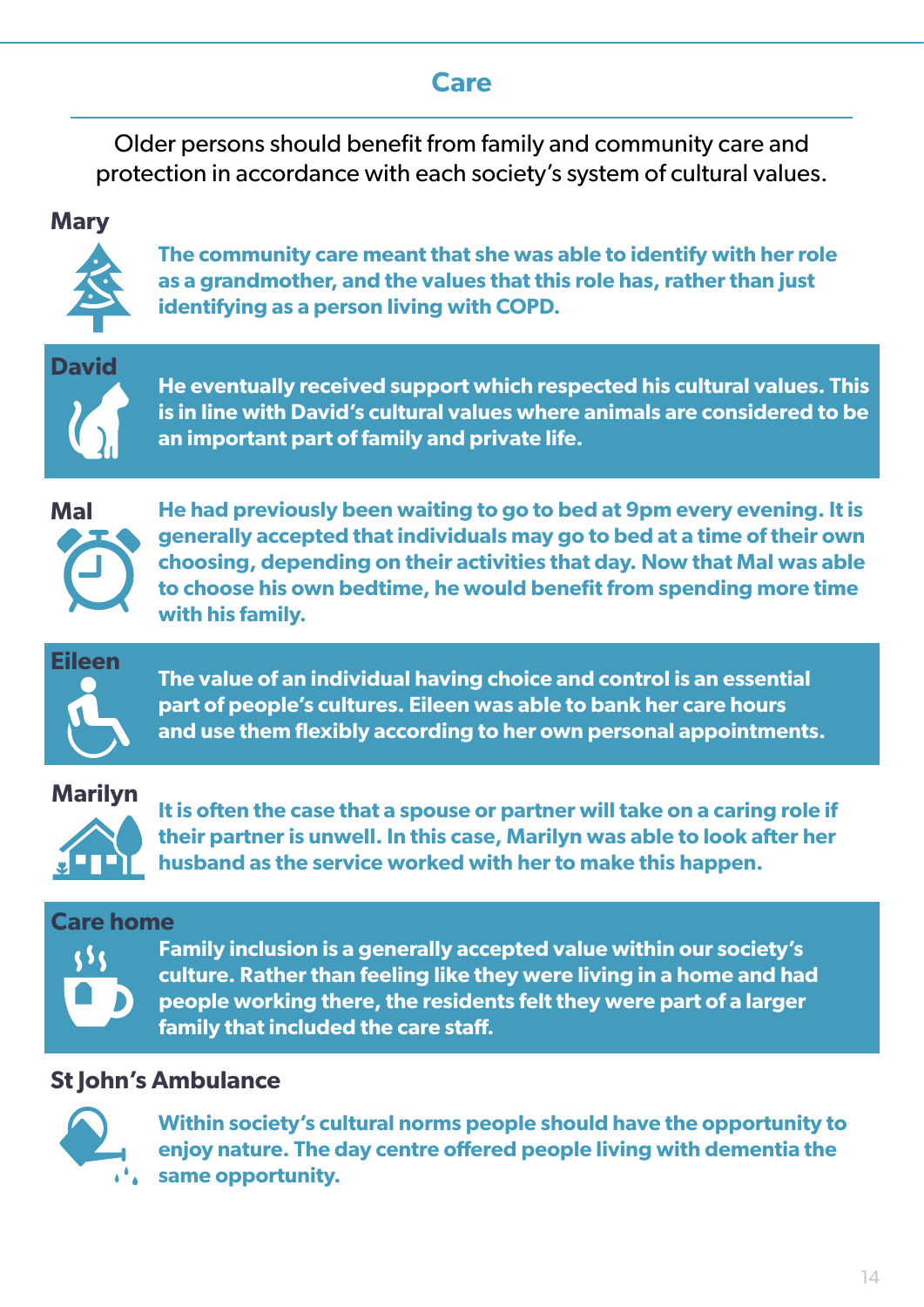## Care

Older persons should benefit from family and community care and protection in accordance with each society's system of cultural values.

### Mary

**The community care meant that she was able to identify with her role as a grandmother, and the values that this role has, rather than just identifying as a person living with COPD.**

### David

**He eventually received support which respected his cultural values. This is in line with David's cultural values where animals are considered to be an important part of family and private life.**

### Mal

**He had previously been waiting to go to bed at 9pm every evening. It is generally accepted that individuals may go to bed at a time of their own choosing, depending on their activities that day. Now that Mal was able to choose his own bedtime, he would benefit from spending more time with his family.**

### Eileen

**The value of an individual having choice and control is an essential part of people's cultures. Eileen was able to bank her care hours and use them flexibly according to her own personal appointments.**

### Marilyn

**It is often the case that a spouse or partner will take on a caring role if their partner is unwell. In this case, Marilyn was able to look after her husband as the service worked with her to make this happen.**

### Care home

**Family inclusion is a generally accepted value within our society's culture. Rather than feeling like they were living in a home and had people working there, the residents felt they were part of a larger family that included the care staff.**

### St John's Ambulance

**Within society's cultural norms people should have the opportunity to enjoy nature. The day centre offered people living with dementia the same opportunity.**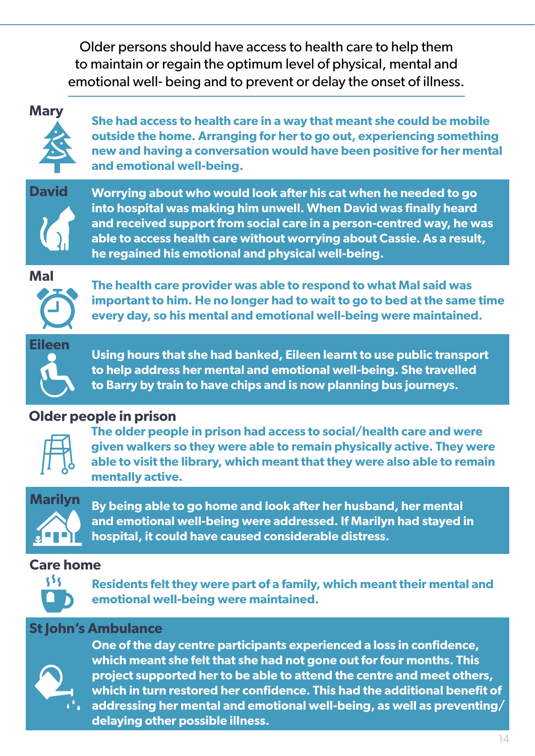Older persons should have access to health care to help them to maintain or regain the optimum level of physical, mental and emotional well- being and to prevent or delay the onset of illness.

### Mary

**She had access to health care in a way that meant she could be mobile outside the home. Arranging for her to go out, experiencing something new and having a conversation would have been positive for her mental and emotional well-being.**

### David

**Worrying about who would look after his cat when he needed to go into hospital was making him unwell. When David was finally heard and received support from social care in a person-centred way, he was able to access health care without worrying about Cassie. As a result, he regained his emotional and physical well-being.**

### Mal

**The health care provider was able to respond to what Mal said was important to him. He no longer had to wait to go to bed at the same time every day, so his mental and emotional well-being were maintained.**

### Eileen

**Using hours that she had banked, Eileen learnt to use public transport to help address her mental and emotional well-being. She travelled to Barry by train to have chips and is now planning bus journeys.**

### Older people in prison

**The older people in prison had access to social/health care and were given walkers so they were able to remain physically active. They were able to visit the library, which meant that they were also able to remain mentally active.**

### Marilyn

**By being able to go home and look after her husband, her mental and emotional well-being were addressed. If Marilyn had stayed in hospital, it could have caused considerable distress.**

### Care home

**Residents felt they were part of a family, which meant their mental and emotional well-being were maintained.**

### St John's Ambulance

**One of the day centre participants experienced a loss in confidence, which meant she felt that she had not gone out for four months. This project supported her to be able to attend the centre and meet others, which in turn restored her confidence. This had the additional benefit of addressing her mental and emotional well-being, as well as preventing/ delaying other possible illness.**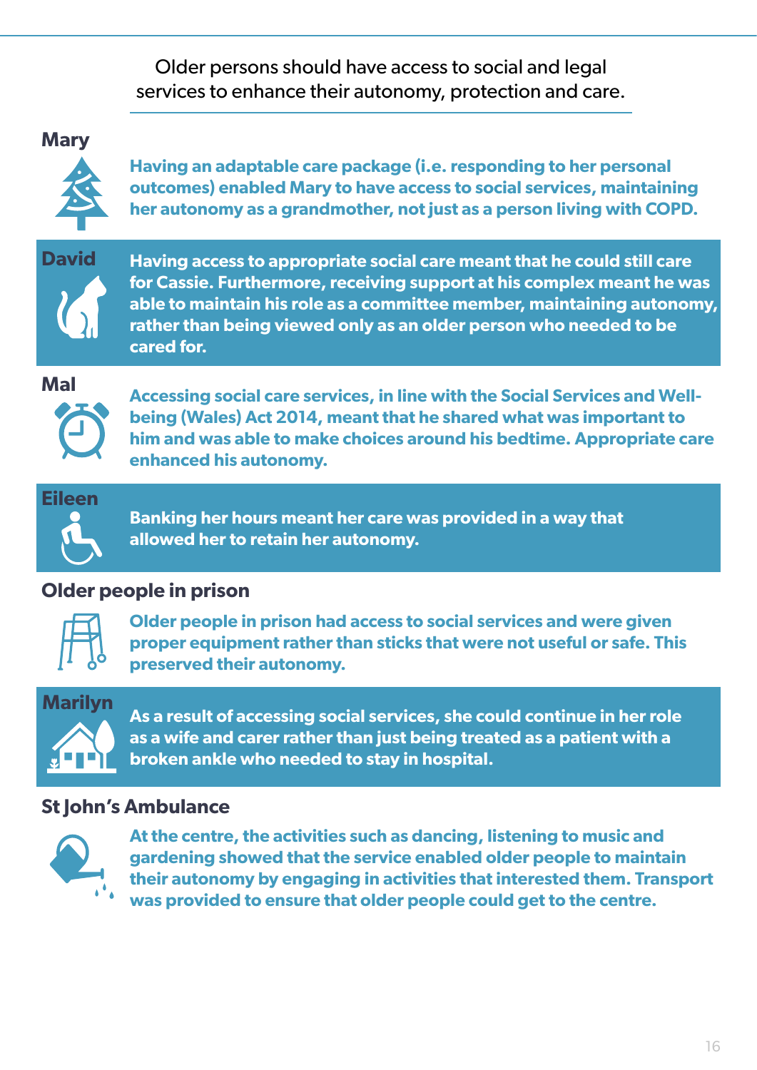Older persons should have access to social and legal services to enhance their autonomy, protection and care.

### Mary

**Having an adaptable care package (i.e. responding to her personal outcomes) enabled Mary to have access to social services, maintaining her autonomy as a grandmother, not just as a person living with COPD.**

### David

**Having access to appropriate social care meant that he could still care for Cassie. Furthermore, receiving support at his complex meant he was able to maintain his role as a committee member, maintaining autonomy, rather than being viewed only as an older person who needed to be cared for.**

### Mal

**Accessing social care services, in line with the Social Services and Well-being (Wales) Act 2014, meant that he shared what was important to him and was able to make choices around his bedtime. Appropriate care enhanced his autonomy.**

### Eileen

**Banking her hours meant her care was provided in a way that allowed her to retain her autonomy.**

### Older people in prison

**Older people in prison had access to social services and were given proper equipment rather than sticks that were not useful or safe. This preserved their autonomy.**

### Marilyn

**As a result of accessing social services, she could continue in her role as a wife and carer rather than just being treated as a patient with a broken ankle who needed to stay in hospital.**

### St John's Ambulance

**At the centre, the activities such as dancing, listening to music and gardening showed that the service enabled older people to maintain their autonomy by engaging in activities that interested them. Transport was provided to ensure that older people could get to the centre.**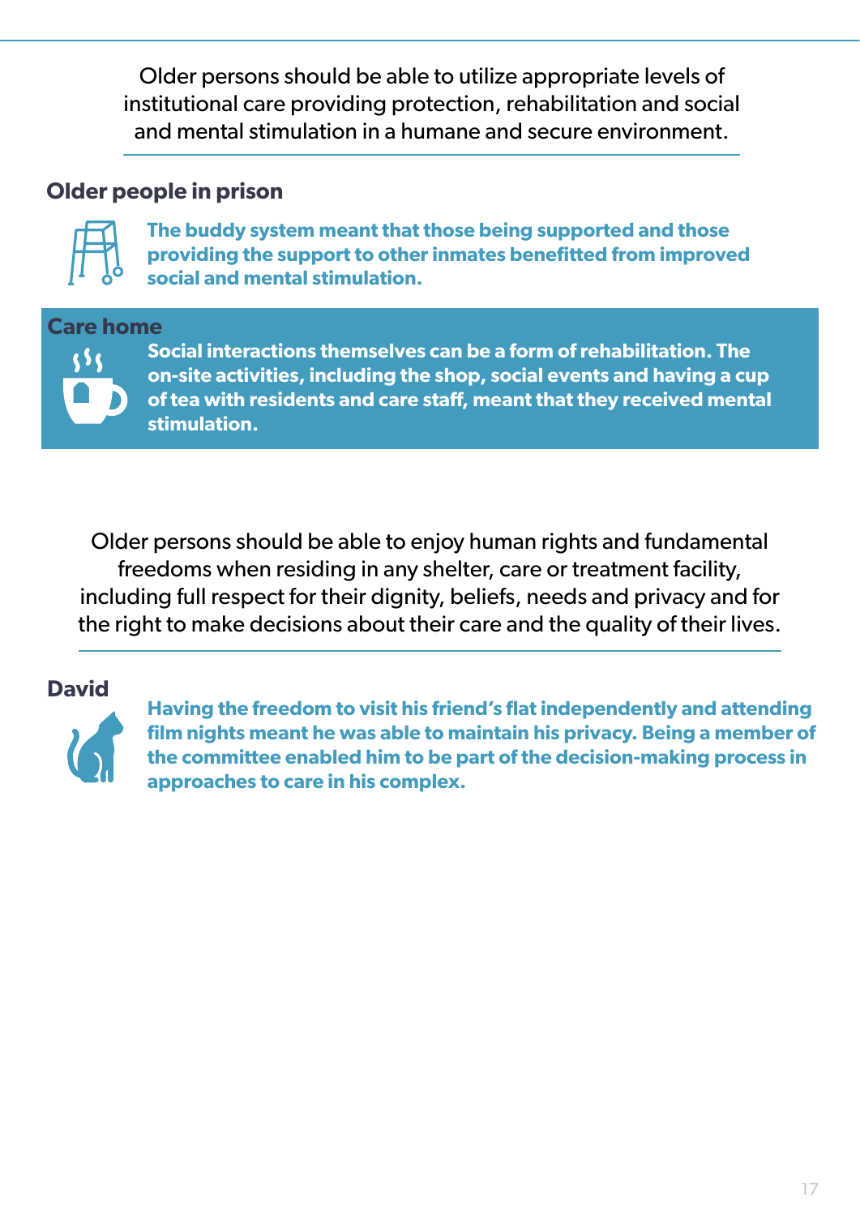Older persons should be able to utilize appropriate levels of institutional care providing protection, rehabilitation and social and mental stimulation in a humane and secure environment.

### Older people in prison

**The buddy system meant that those being supported and those providing the support to other inmates benefitted from improved social and mental stimulation.**

### Care home

**Social interactions themselves can be a form of rehabilitation. The on-site activities, including the shop, social events and having a cup of tea with residents and care staff, meant that they received mental stimulation.**

Older persons should be able to enjoy human rights and fundamental freedoms when residing in any shelter, care or treatment facility, including full respect for their dignity, beliefs, needs and privacy and for the right to make decisions about their care and the quality of their lives.

### David

**Having the freedom to visit his friend's flat independently and attending film nights meant he was able to maintain his privacy. Being a member of the committee enabled him to be part of the decision-making process in approaches to care in his complex.**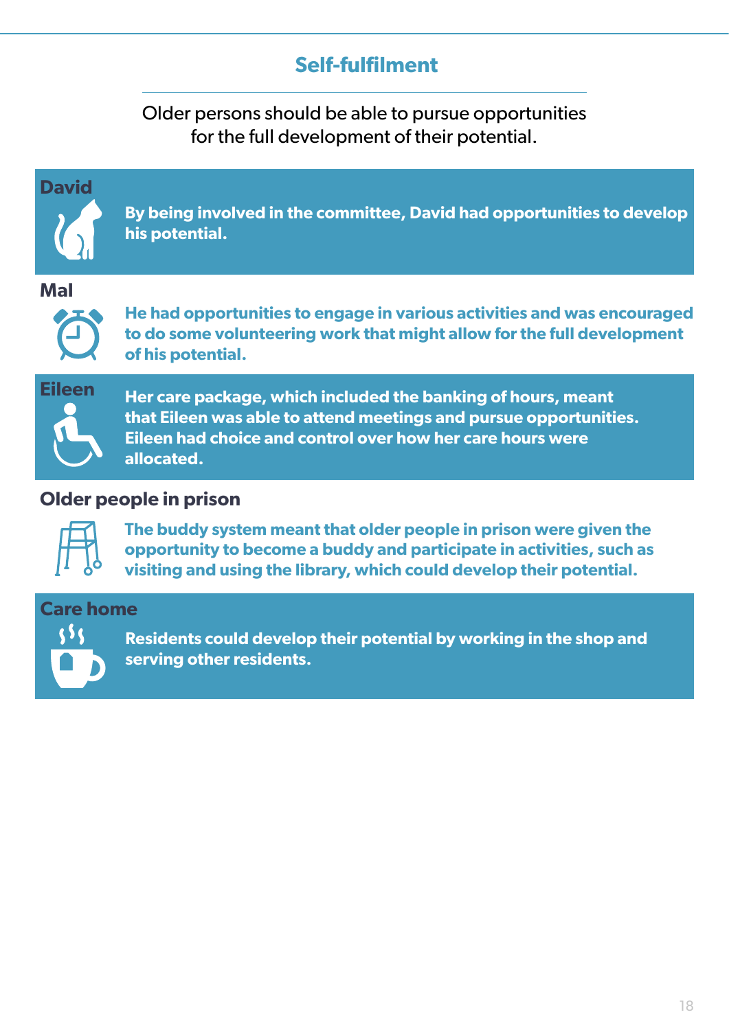## Self-fulfilment

Older persons should be able to pursue opportunities for the full development of their potential.

### David

**By being involved in the committee, David had opportunities to develop his potential.**

### Mal

**He had opportunities to engage in various activities and was encouraged to do some volunteering work that might allow for the full development of his potential.**

### Eileen

**Her care package, which included the banking of hours, meant that Eileen was able to attend meetings and pursue opportunities. Eileen had choice and control over how her care hours were allocated.**

### Older people in prison

**The buddy system meant that older people in prison were given the opportunity to become a buddy and participate in activities, such as visiting and using the library, which could develop their potential.**

### Care home

**Residents could develop their potential by working in the shop and serving other residents.**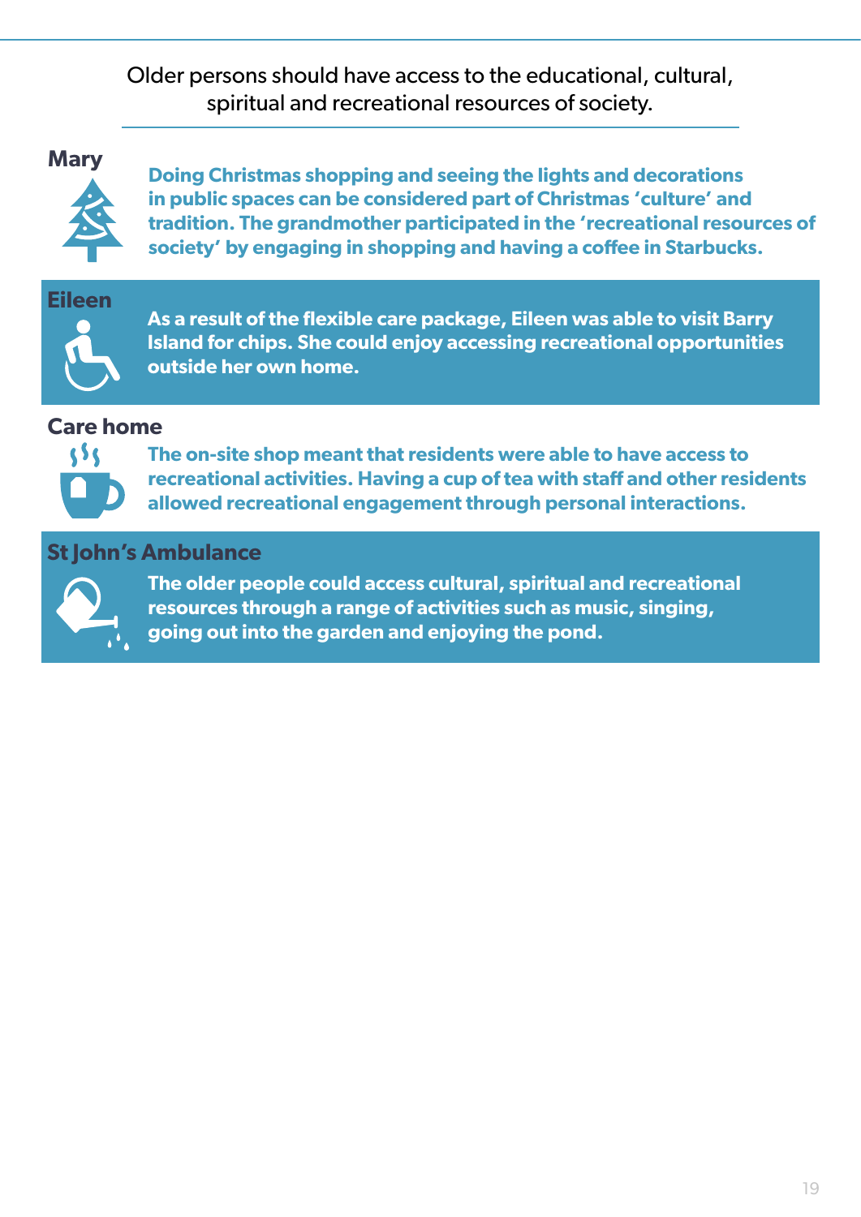Older persons should have access to the educational, cultural, spiritual and recreational resources of society.

### Mary

**Doing Christmas shopping and seeing the lights and decorations in public spaces can be considered part of Christmas 'culture' and tradition. The grandmother participated in the 'recreational resources of society' by engaging in shopping and having a coffee in Starbucks.**

### Eileen

**As a result of the flexible care package, Eileen was able to visit Barry Island for chips. She could enjoy accessing recreational opportunities outside her own home.**

### Care home

**The on-site shop meant that residents were able to have access to recreational activities. Having a cup of tea with staff and other residents allowed recreational engagement through personal interactions.**

### St John's Ambulance

**The older people could access cultural, spiritual and recreational resources through a range of activities such as music, singing, going out into the garden and enjoying the pond.**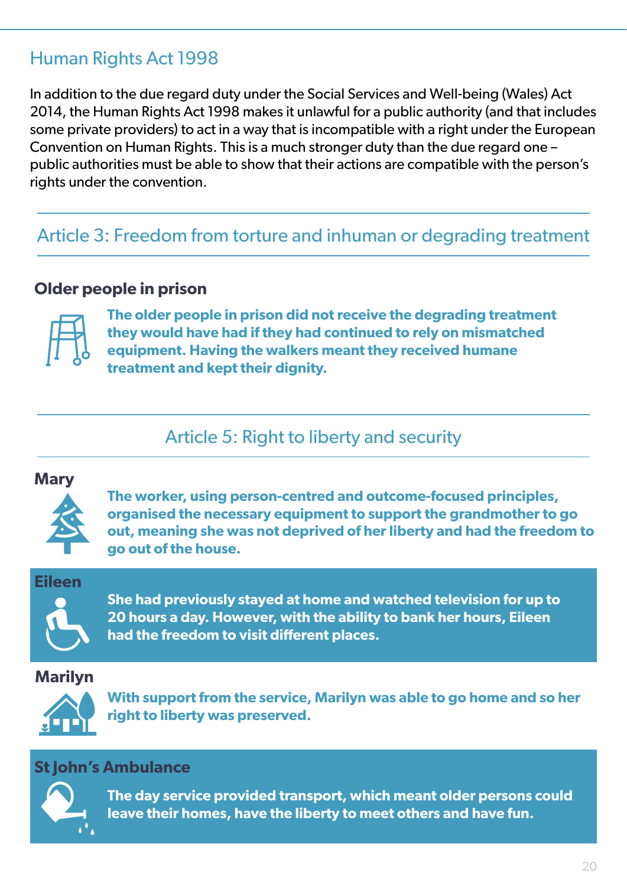## Human Rights Act 1998

In addition to the due regard duty under the Social Services and Well-being (Wales) Act 2014, the Human Rights Act 1998 makes it unlawful for a public authority (and that includes some private providers) to act in a way that is incompatible with a right under the European Convention on Human Rights. This is a much stronger duty than the due regard one – public authorities must be able to show that their actions are compatible with the person's rights under the convention.

### Article 3: Freedom from torture and inhuman or degrading treatment

**Older people in prison**

**The older people in prison did not receive the degrading treatment they would have had if they had continued to rely on mismatched equipment. Having the walkers meant they received humane treatment and kept their dignity.**

### Article 5: Right to liberty and security

**Mary**

**The worker, using person-centred and outcome-focused principles, organised the necessary equipment to support the grandmother to go out, meaning she was not deprived of her liberty and had the freedom to go out of the house.**

**Eileen**

**She had previously stayed at home and watched television for up to 20 hours a day. However, with the ability to bank her hours, Eileen had the freedom to visit different places.**

**Marilyn**

**With support from the service, Marilyn was able to go home and so her right to liberty was preserved.**

**St John's Ambulance**

**The day service provided transport, which meant older persons could leave their homes, have the liberty to meet others and have fun.**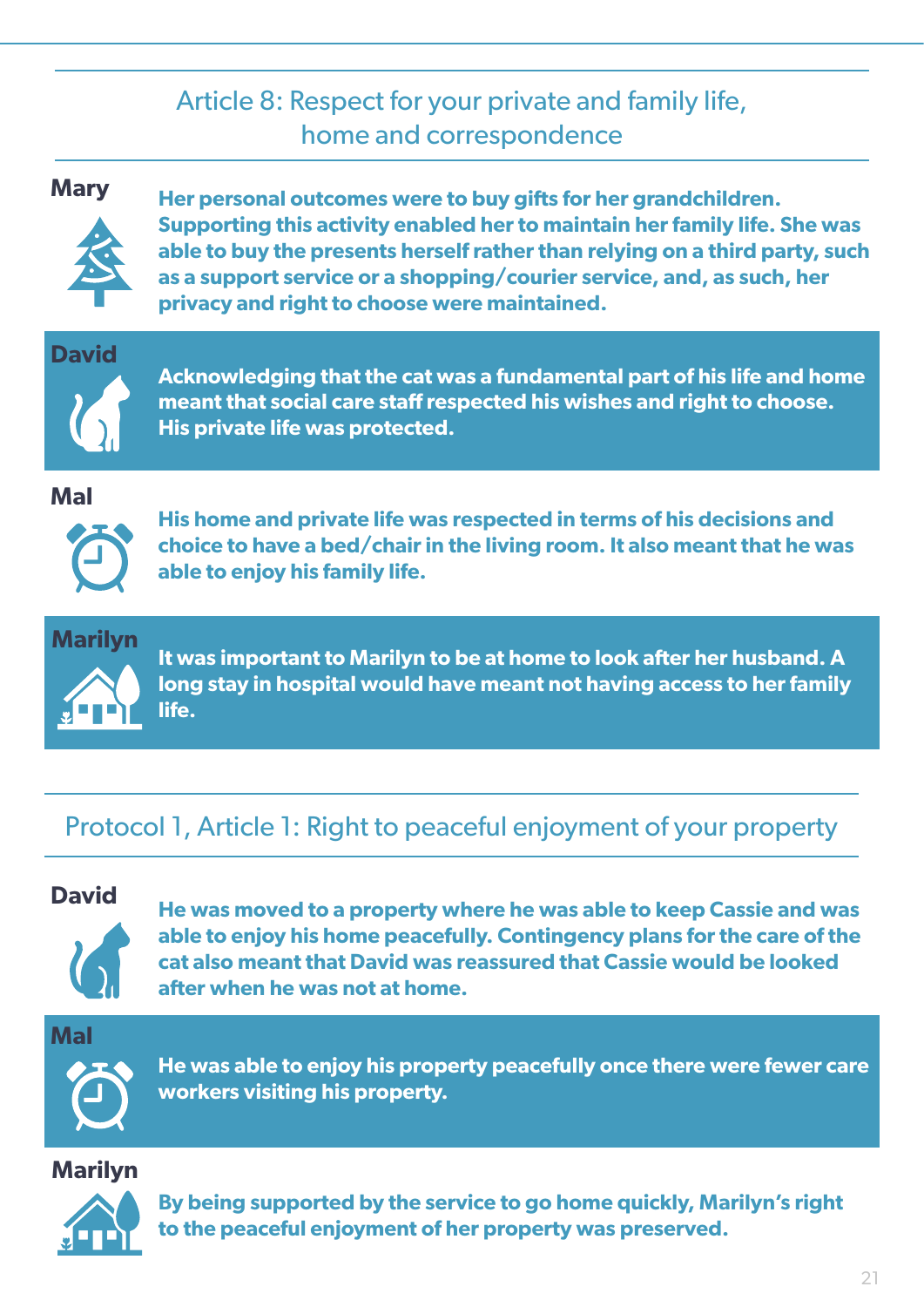## Article 8: Respect for your private and family life, home and correspondence

**Mary**

**Her personal outcomes were to buy gifts for her grandchildren. Supporting this activity enabled her to maintain her family life. She was able to buy the presents herself rather than relying on a third party, such as a support service or a shopping/courier service, and, as such, her privacy and right to choose were maintained.**

**David**

**Acknowledging that the cat was a fundamental part of his life and home meant that social care staff respected his wishes and right to choose. His private life was protected.**

**Mal**

**His home and private life was respected in terms of his decisions and choice to have a bed/chair in the living room. It also meant that he was able to enjoy his family life.**

**Marilyn**

**It was important to Marilyn to be at home to look after her husband. A long stay in hospital would have meant not having access to her family life.**

## Protocol 1, Article 1: Right to peaceful enjoyment of your property

**David**

**He was moved to a property where he was able to keep Cassie and was able to enjoy his home peacefully. Contingency plans for the care of the cat also meant that David was reassured that Cassie would be looked after when he was not at home.**

**Mal**

**He was able to enjoy his property peacefully once there were fewer care workers visiting his property.**

**Marilyn**

**By being supported by the service to go home quickly, Marilyn's right to the peaceful enjoyment of her property was preserved.**